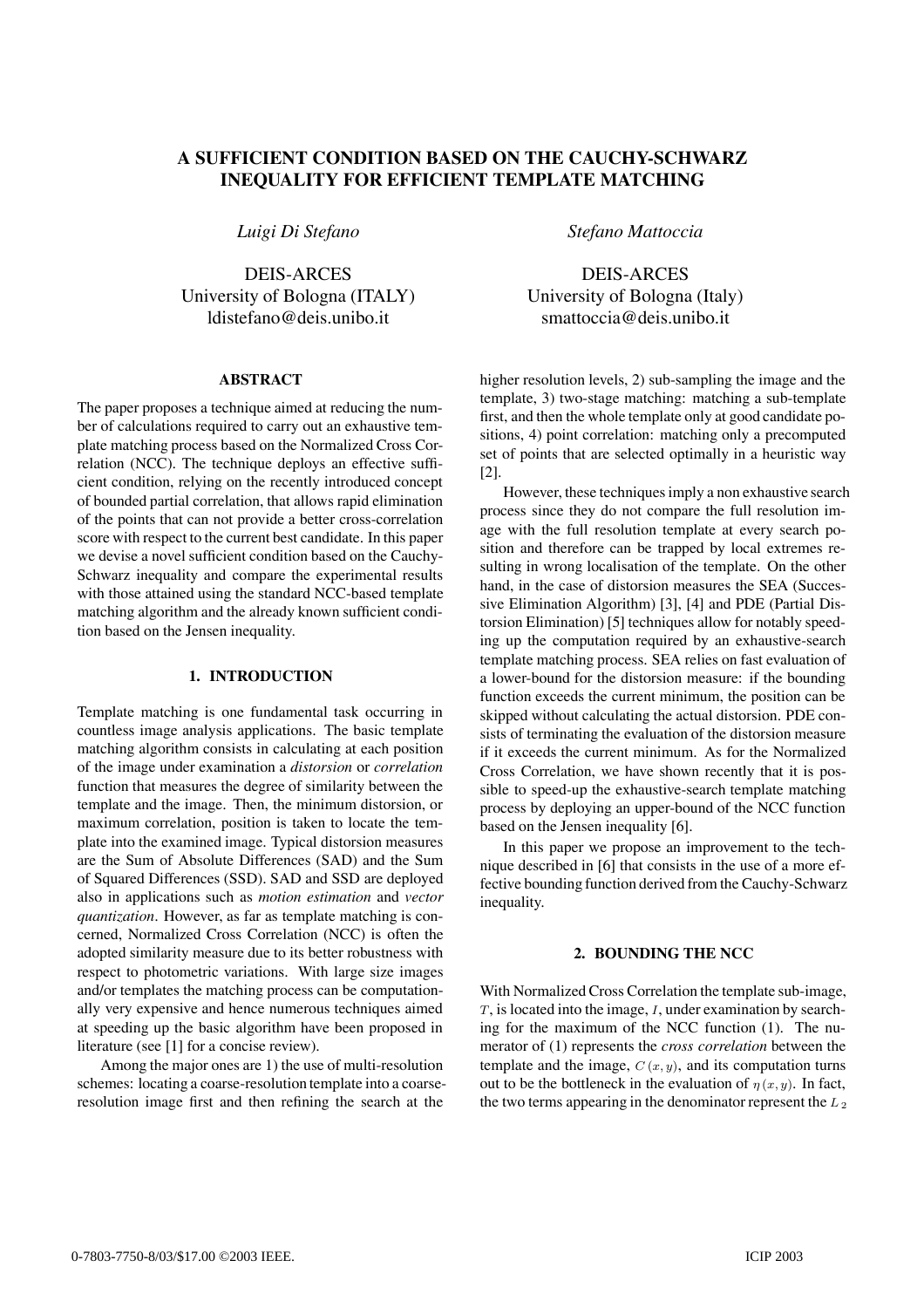# A SUFFICIENT CONDITION BASED ON THE CAUCHY-SCHWARZ INEQUALITY FOR EFFICIENT TEMPLATE MATCHING

*Luigi Di Stefano*

DEIS-ARCES
University of Bologna (ITALY)
ldistefano@deis.unibo.it

*Stefano Mattoccia*

DEIS-ARCES
University of Bologna (Italy)
smattoccia@deis.unibo.it

## ABSTRACT

The paper proposes a technique aimed at reducing the number of calculations required to carry out an exhaustive template matching process based on the Normalized Cross Correlation (NCC). The technique deploys an effective sufficient condition, relying on the recently introduced concept of bounded partial correlation, that allows rapid elimination of the points that can not provide a better cross-correlation score with respect to the current best candidate. In this paper we devise a novel sufficient condition based on the Cauchy-Schwarz inequality and compare the experimental results with those attained using the standard NCC-based template matching algorithm and the already known sufficient condition based on the Jensen inequality.

## 1. INTRODUCTION

Template matching is one fundamental task occurring in countless image analysis applications. The basic template matching algorithm consists in calculating at each position of the image under examination a *distorsion* or *correlation* function that measures the degree of similarity between the template and the image. Then, the minimum distorsion, or maximum correlation, position is taken to locate the template into the examined image. Typical distorsion measures are the Sum of Absolute Differences (SAD) and the Sum of Squared Differences (SSD). SAD and SSD are deployed also in applications such as *motion estimation* and *vector quantization*. However, as far as template matching is concerned, Normalized Cross Correlation (NCC) is often the adopted similarity measure due to its better robustness with respect to photometric variations. With large size images and/or templates the matching process can be computationally very expensive and hence numerous techniques aimed at speeding up the basic algorithm have been proposed in literature (see [1] for a concise review).

Among the major ones are 1) the use of multi-resolution schemes: locating a coarse-resolution template into a coarse-resolution image first and then refining the search at the higher resolution levels, 2) sub-sampling the image and the template, 3) two-stage matching: matching a sub-template first, and then the whole template only at good candidate positions, 4) point correlation: matching only a precomputed set of points that are selected optimally in a heuristic way [2].

However, these techniques imply a non exhaustive search process since they do not compare the full resolution image with the full resolution template at every search position and therefore can be trapped by local extremes resulting in wrong localisation of the template. On the other hand, in the case of distorsion measures the SEA (Successive Elimination Algorithm) [3], [4] and PDE (Partial Distorsion Elimination) [5] techniques allow for notably speeding up the computation required by an exhaustive-search template matching process. SEA relies on fast evaluation of a lower-bound for the distorsion measure: if the bounding function exceeds the current minimum, the position can be skipped without calculating the actual distorsion. PDE consists of terminating the evaluation of the distorsion measure if it exceeds the current minimum. As for the Normalized Cross Correlation, we have shown recently that it is possible to speed-up the exhaustive-search template matching process by deploying an upper-bound of the NCC function based on the Jensen inequality [6].

In this paper we propose an improvement to the technique described in [6] that consists in the use of a more effective bounding function derived from the Cauchy-Schwarz inequality.

## 2. BOUNDING THE NCC

With Normalized Cross Correlation the template sub-image, $T$, is located into the image, $I$, under examination by searching for the maximum of the NCC function (1). The numerator of (1) represents the *cross correlation* between the template and the image, $C(x,y)$, and its computation turns out to be the bottleneck in the evaluation of $\eta(x,y)$. In fact, the two terms appearing in the denominator represent the $L_2$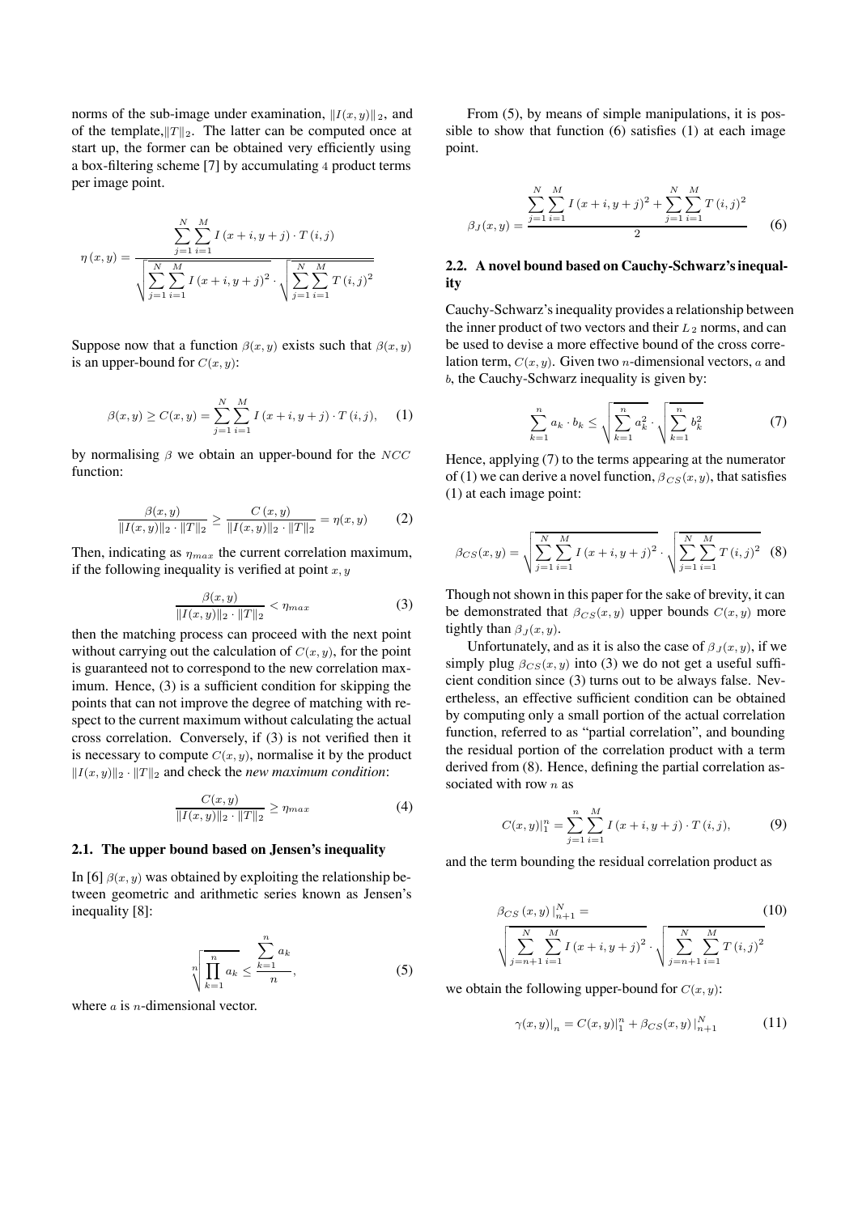norms of the sub-image under examination, $\|I(x,y)\|_2$, and of the template, $\|T\|_2$. The latter can be computed once at start up, the former can be obtained very efficiently using a box-filtering scheme [7] by accumulating 4 product terms per image point.

$$\eta(x,y) = \frac{\sum_{j=1}^{N}\sum_{i=1}^{M} I(x+i,y+j)\cdot T(i,j)}{\sqrt{\sum_{j=1}^{N}\sum_{i=1}^{M} I(x+i,y+j)^2}\cdot\sqrt{\sum_{j=1}^{N}\sum_{i=1}^{M} T(i,j)^2}}$$

Suppose now that a function $\beta(x,y)$ exists such that $\beta(x,y)$ is an upper-bound for $C(x,y)$:

$$\beta(x,y) \geq C(x,y) = \sum_{j=1}^{N}\sum_{i=1}^{M} I(x+i,y+j)\cdot T(i,j), \quad (1)$$

by normalising $\beta$ we obtain an upper-bound for the $NCC$ function:

$$\frac{\beta(x,y)}{\|I(x,y)\|_2\cdot\|T\|_2} \geq \frac{C(x,y)}{\|I(x,y)\|_2\cdot\|T\|_2} = \eta(x,y) \quad (2)$$

Then, indicating as $\eta_{max}$ the current correlation maximum, if the following inequality is verified at point $x,y$

$$\frac{\beta(x,y)}{\|I(x,y)\|_2\cdot\|T\|_2} < \eta_{max} \quad (3)$$

then the matching process can proceed with the next point without carrying out the calculation of $C(x,y)$, for the point is guaranteed not to correspond to the new correlation maximum. Hence, (3) is a sufficient condition for skipping the points that can not improve the degree of matching with respect to the current maximum without calculating the actual cross correlation. Conversely, if (3) is not verified then it is necessary to compute $C(x,y)$, normalise it by the product $\|I(x,y)\|_2\cdot\|T\|_2$ and check the *new maximum condition*:

$$\frac{C(x,y)}{\|I(x,y)\|_2\cdot\|T\|_2} \geq \eta_{max} \quad (4)$$

### 2.1. The upper bound based on Jensen's inequality

In [6] $\beta(x,y)$ was obtained by exploiting the relationship between geometric and arithmetic series known as Jensen's inequality [8]:

$$\sqrt[n]{\prod_{k=1}^{n} a_k} \leq \frac{\sum_{k=1}^{n} a_k}{n}, \quad (5)$$

where $a$ is $n$-dimensional vector.

From (5), by means of simple manipulations, it is possible to show that function (6) satisfies (1) at each image point.

$$\beta_J(x,y) = \frac{\sum_{j=1}^{N}\sum_{i=1}^{M} I(x+i,y+j)^2 + \sum_{j=1}^{N}\sum_{i=1}^{M} T(i,j)^2}{2} \quad (6)$$

### 2.2. A novel bound based on Cauchy-Schwarz's inequality

Cauchy-Schwarz's inequality provides a relationship between the inner product of two vectors and their $L_2$ norms, and can be used to devise a more effective bound of the cross correlation term, $C(x,y)$. Given two $n$-dimensional vectors, $a$ and $b$, the Cauchy-Schwarz inequality is given by:

$$\sum_{k=1}^{n} a_k\cdot b_k \leq \sqrt{\sum_{k=1}^{n} a_k^2}\cdot\sqrt{\sum_{k=1}^{n} b_k^2} \quad (7)$$

Hence, applying (7) to the terms appearing at the numerator of (1) we can derive a novel function, $\beta_{CS}(x,y)$, that satisfies (1) at each image point:

$$\beta_{CS}(x,y) = \sqrt{\sum_{j=1}^{N}\sum_{i=1}^{M} I(x+i,y+j)^2}\cdot\sqrt{\sum_{j=1}^{N}\sum_{i=1}^{M} T(i,j)^2} \quad (8)$$

Though not shown in this paper for the sake of brevity, it can be demonstrated that $\beta_{CS}(x,y)$ upper bounds $C(x,y)$ more tightly than $\beta_J(x,y)$.

Unfortunately, and as it is also the case of $\beta_J(x,y)$, if we simply plug $\beta_{CS}(x,y)$ into (3) we do not get a useful sufficient condition since (3) turns out to be always false. Nevertheless, an effective sufficient condition can be obtained by computing only a small portion of the actual correlation function, referred to as "partial correlation", and bounding the residual portion of the correlation product with a term derived from (8). Hence, defining the partial correlation associated with row $n$ as

$$C(x,y)|_1^n = \sum_{j=1}^{n}\sum_{i=1}^{M} I(x+i,y+j)\cdot T(i,j), \quad (9)$$

and the term bounding the residual correlation product as

$$\beta_{CS}(x,y)|_{n+1}^{N} = \sqrt{\sum_{j=n+1}^{N}\sum_{i=1}^{M} I(x+i,y+j)^2}\cdot\sqrt{\sum_{j=n+1}^{N}\sum_{i=1}^{M} T(i,j)^2} \quad (10)$$

we obtain the following upper-bound for $C(x,y)$:

$$\gamma(x,y)\big|_n = C(x,y)|_1^n + \beta_{CS}(x,y)|_{n+1}^{N} \quad (11)$$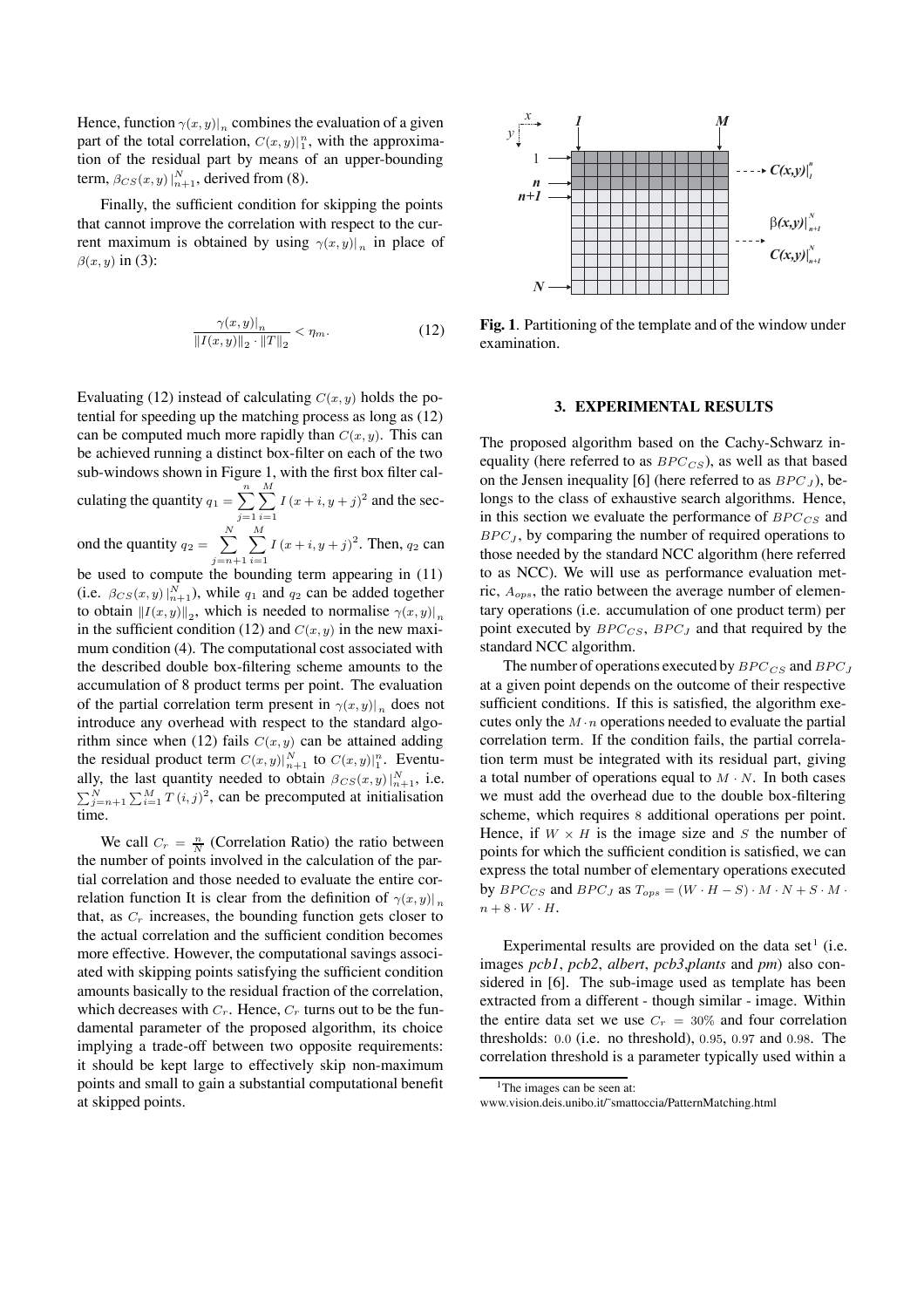Hence, function $\gamma(x,y)|_n$ combines the evaluation of a given part of the total correlation, $C(x,y)|_1^n$, with the approximation of the residual part by means of an upper-bounding term, $\beta_{CS}(x,y)|_{n+1}^N$, derived from (8).

Finally, the sufficient condition for skipping the points that cannot improve the correlation with respect to the current maximum is obtained by using $\gamma(x,y)|_n$ in place of $\beta(x,y)$ in (3):

$$\frac{\gamma(x,y)|_n}{\|I(x,y)\|_2 \cdot \|T\|_2} < \eta_m. \tag{12}$$

Evaluating (12) instead of calculating $C(x,y)$ holds the potential for speeding up the matching process as long as (12) can be computed much more rapidly than $C(x,y)$. This can be achieved running a distinct box-filter on each of the two sub-windows shown in Figure 1, with the first box filter calculating the quantity $q_1 = \sum_{j=1}^{n}\sum_{i=1}^{M} I(x+i, y+j)^2$ and the second the quantity $q_2 = \sum_{j=n+1}^{N}\sum_{i=1}^{M} I(x+i, y+j)^2$. Then, $q_2$ can be used to compute the bounding term appearing in (11) (i.e. $\beta_{CS}(x,y)|_{n+1}^N$), while $q_1$ and $q_2$ can be added together to obtain $\|I(x,y)\|_2$, which is needed to normalise $\gamma(x,y)|_n$ in the sufficient condition (12) and $C(x,y)$ in the new maximum condition (4). The computational cost associated with the described double box-filtering scheme amounts to the accumulation of 8 product terms per point. The evaluation of the partial correlation term present in $\gamma(x,y)|_n$ does not introduce any overhead with respect to the standard algorithm since when (12) fails $C(x,y)$ can be attained adding the residual product term $C(x,y)|_{n+1}^N$ to $C(x,y)|_1^n$. Eventually, the last quantity needed to obtain $\beta_{CS}(x,y)|_{n+1}^N$, i.e. $\sum_{j=n+1}^{N}\sum_{i=1}^{M} T(i,j)^2$, can be precomputed at initialisation time.

We call $C_r = \frac{n}{N}$ (Correlation Ratio) the ratio between the number of points involved in the calculation of the partial correlation and those needed to evaluate the entire correlation function It is clear from the definition of $\gamma(x,y)|_n$ that, as $C_r$ increases, the bounding function gets closer to the actual correlation and the sufficient condition becomes more effective. However, the computational savings associated with skipping points satisfying the sufficient condition amounts basically to the residual fraction of the correlation, which decreases with $C_r$. Hence, $C_r$ turns out to be the fundamental parameter of the proposed algorithm, its choice implying a trade-off between two opposite requirements: it should be kept large to effectively skip non-maximum points and small to gain a substantial computational benefit at skipped points.

**Fig. 1**. Partitioning of the template and of the window under examination.

## 3. EXPERIMENTAL RESULTS

The proposed algorithm based on the Cachy-Schwarz inequality (here referred to as $BPC_{CS}$), as well as that based on the Jensen inequality [6] (here referred to as $BPC_J$), belongs to the class of exhaustive search algorithms. Hence, in this section we evaluate the performance of $BPC_{CS}$ and $BPC_J$, by comparing the number of required operations to those needed by the standard NCC algorithm (here referred to as NCC). We will use as performance evaluation metric, $A_{ops}$, the ratio between the average number of elementary operations (i.e. accumulation of one product term) per point executed by $BPC_{CS}$, $BPC_J$ and that required by the standard NCC algorithm.

The number of operations executed by $BPC_{CS}$ and $BPC_J$ at a given point depends on the outcome of their respective sufficient conditions. If this is satisfied, the algorithm executes only the $M \cdot n$ operations needed to evaluate the partial correlation term. If the condition fails, the partial correlation term must be integrated with its residual part, giving a total number of operations equal to $M \cdot N$. In both cases we must add the overhead due to the double box-filtering scheme, which requires 8 additional operations per point. Hence, if $W \times H$ is the image size and $S$ the number of points for which the sufficient condition is satisfied, we can express the total number of elementary operations executed by $BPC_{CS}$ and $BPC_J$ as $T_{ops} = (W \cdot H - S) \cdot M \cdot N + S \cdot M \cdot n + 8 \cdot W \cdot H$.

Experimental results are provided on the data set[1] (i.e. images *pcb1*, *pcb2*, *albert*, *pcb3*,*plants* and *pm*) also considered in [6]. The sub-image used as template has been extracted from a different - though similar - image. Within the entire data set we use $C_r = 30\%$ and four correlation thresholds: 0.0 (i.e. no threshold), 0.95, 0.97 and 0.98. The correlation threshold is a parameter typically used within a

[1] The images can be seen at:
www.vision.deis.unibo.it/˜smattoccia/PatternMatching.html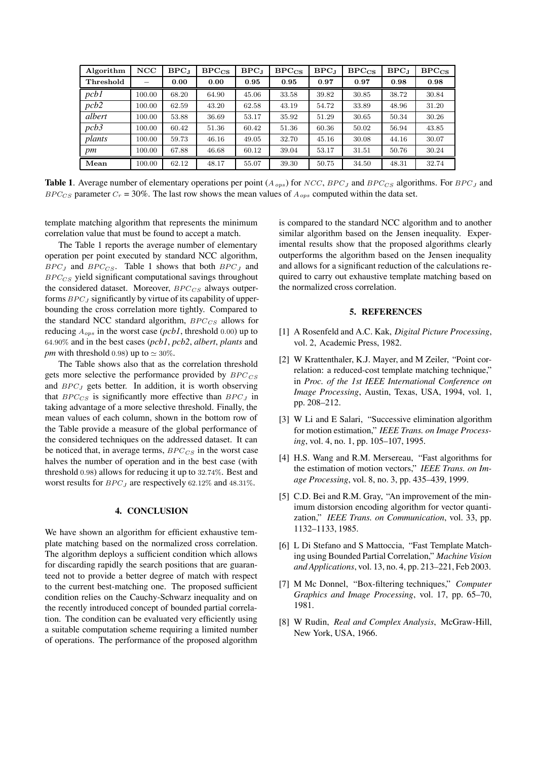| Algorithm | NCC | $\mathbf{BPC_J}$ | $\mathbf{BPC_{CS}}$ | $\mathbf{BPC_J}$ | $\mathbf{BPC_{CS}}$ | $\mathbf{BPC_J}$ | $\mathbf{BPC_{CS}}$ | $\mathbf{BPC_J}$ | $\mathbf{BPC_{CS}}$ |
|---|---|---|---|---|---|---|---|---|---|
| **Threshold** | – | **0.00** | **0.00** | **0.95** | **0.95** | **0.97** | **0.97** | **0.98** | **0.98** |
| *pcb1* | 100.00 | 68.20 | 64.90 | 45.06 | 33.58 | 39.82 | 30.85 | 38.72 | 30.84 |
| *pcb2* | 100.00 | 62.59 | 43.20 | 62.58 | 43.19 | 54.72 | 33.89 | 48.96 | 31.20 |
| *albert* | 100.00 | 53.88 | 36.69 | 53.17 | 35.92 | 51.29 | 30.65 | 50.34 | 30.26 |
| *pcb3* | 100.00 | 60.42 | 51.36 | 60.42 | 51.36 | 60.36 | 50.02 | 56.94 | 43.85 |
| *plants* | 100.00 | 59.73 | 46.16 | 49.05 | 32.70 | 45.16 | 30.08 | 44.16 | 30.07 |
| *pm* | 100.00 | 67.88 | 46.68 | 60.12 | 39.04 | 53.17 | 31.51 | 50.76 | 30.24 |
| **Mean** | 100.00 | 62.12 | 48.17 | 55.07 | 39.30 | 50.75 | 34.50 | 48.31 | 32.74 |

**Table 1**. Average number of elementary operations per point ($A_{ops}$) for $NCC$, $BPC_J$ and $BPC_{CS}$ algorithms. For $BPC_J$ and $BPC_{CS}$ parameter $C_r$ = 30%. The last row shows the mean values of $A_{ops}$ computed within the data set.

template matching algorithm that represents the minimum correlation value that must be found to accept a match.

The Table 1 reports the average number of elementary operation per point executed by standard NCC algorithm, $BPC_J$ and $BPC_{CS}$. Table 1 shows that both $BPC_J$ and $BPC_{CS}$ yield significant computational savings throughout the considered dataset. Moreover, $BPC_{CS}$ always outperforms $BPC_J$ significantly by virtue of its capability of upper-bounding the cross correlation more tightly. Compared to the standard NCC standard algorithm, $BPC_{CS}$ allows for reducing $A_{ops}$ in the worst case (*pcb1*, threshold $0.00$) up to $64.90\%$ and in the best cases (*pcb1*, *pcb2*, *albert*, *plants* and *pm* with threshold $0.98$) up to $\simeq 30\%$.

The Table shows also that as the correlation threshold gets more selective the performance provided by $BPC_{CS}$ and $BPC_J$ gets better. In addition, it is worth observing that $BPC_{CS}$ is significantly more effective than $BPC_J$ in taking advantage of a more selective threshold. Finally, the mean values of each column, shown in the bottom row of the Table provide a measure of the global performance of the considered techniques on the addressed dataset. It can be noticed that, in average terms, $BPC_{CS}$ in the worst case halves the number of operation and in the best case (with threshold $0.98$) allows for reducing it up to $32.74\%$. Best and worst results for $BPC_J$ are respectively $62.12\%$ and $48.31\%$.

## 4. CONCLUSION

We have shown an algorithm for efficient exhaustive template matching based on the normalized cross correlation. The algorithm deploys a sufficient condition which allows for discarding rapidly the search positions that are guaranteed not to provide a better degree of match with respect to the current best-matching one. The proposed sufficient condition relies on the Cauchy-Schwarz inequality and on the recently introduced concept of bounded partial correlation. The condition can be evaluated very efficiently using a suitable computation scheme requiring a limited number of operations. The performance of the proposed algorithm is compared to the standard NCC algorithm and to another similar algorithm based on the Jensen inequality. Experimental results show that the proposed algorithms clearly outperforms the algorithm based on the Jensen inequality and allows for a significant reduction of the calculations required to carry out exhaustive template matching based on the normalized cross correlation.

## 5. REFERENCES

[1] A Rosenfeld and A.C. Kak, *Digital Picture Processing*, vol. 2, Academic Press, 1982.

[2] W Krattenthaler, K.J. Mayer, and M Zeiler, "Point correlation: a reduced-cost template matching technique," in *Proc. of the 1st IEEE International Conference on Image Processing*, Austin, Texas, USA, 1994, vol. 1, pp. 208–212.

[3] W Li and E Salari, "Successive elimination algorithm for motion estimation," *IEEE Trans. on Image Processing*, vol. 4, no. 1, pp. 105–107, 1995.

[4] H.S. Wang and R.M. Mersereau, "Fast algorithms for the estimation of motion vectors," *IEEE Trans. on Image Processing*, vol. 8, no. 3, pp. 435–439, 1999.

[5] C.D. Bei and R.M. Gray, "An improvement of the minimum distorsion encoding algorithm for vector quantization," *IEEE Trans. on Communication*, vol. 33, pp. 1132–1133, 1985.

[6] L Di Stefano and S Mattoccia, "Fast Template Matching using Bounded Partial Correlation," *Machine Vision and Applications*, vol. 13, no. 4, pp. 213–221, Feb 2003.

[7] M Mc Donnel, "Box-filtering techniques," *Computer Graphics and Image Processing*, vol. 17, pp. 65–70, 1981.

[8] W Rudin, *Real and Complex Analysis*, McGraw-Hill, New York, USA, 1966.